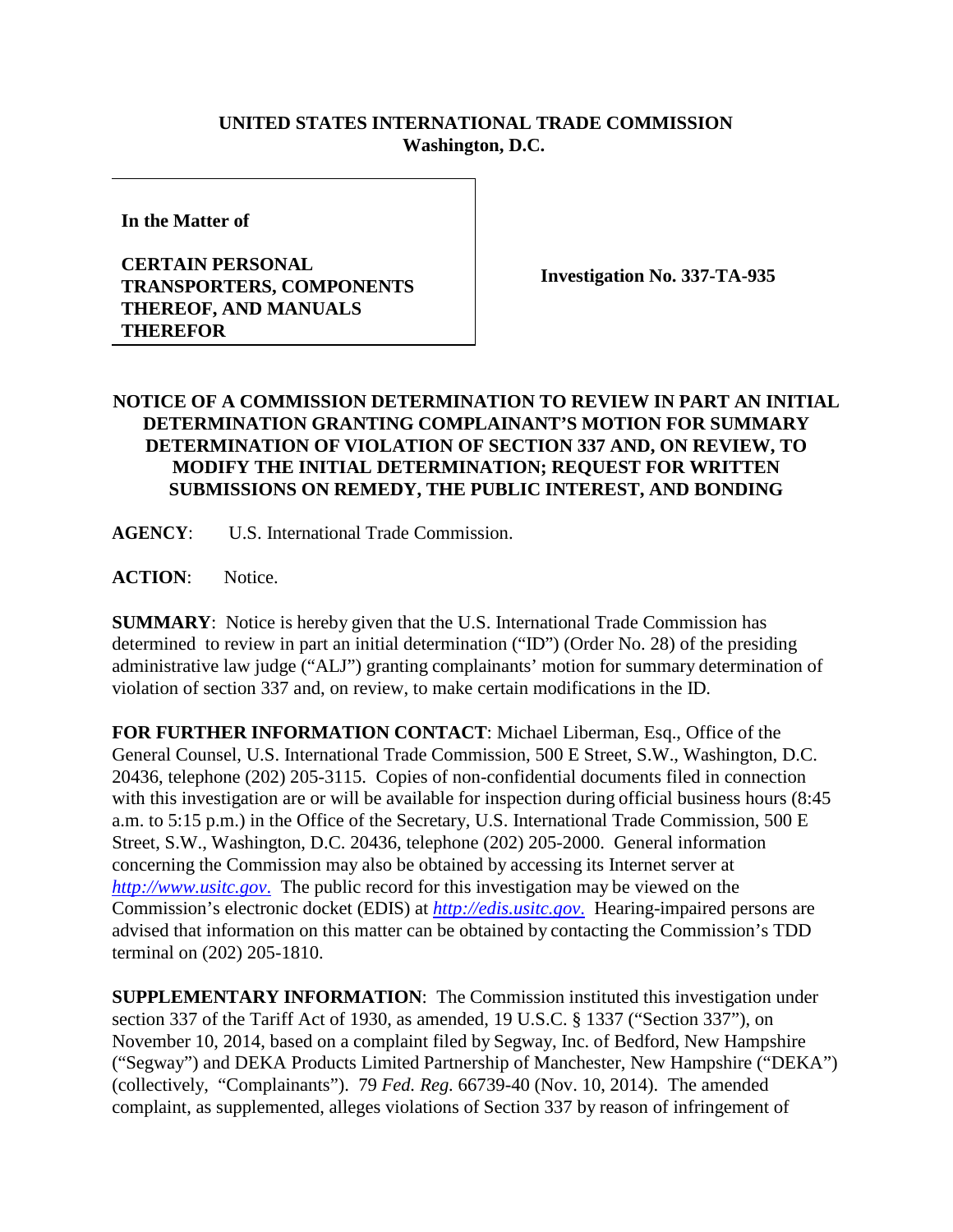**UNITED STATES INTERNATIONAL TRADE COMMISSION**
**Washington, D.C.**

| **In the Matter of**<br><br>**CERTAIN PERSONAL TRANSPORTERS, COMPONENTS THEREOF, AND MANUALS THEREFOR** | **Investigation No. 337-TA-935** |
|---|---|

**NOTICE OF A COMMISSION DETERMINATION TO REVIEW IN PART AN INITIAL DETERMINATION GRANTING COMPLAINANT'S MOTION FOR SUMMARY DETERMINATION OF VIOLATION OF SECTION 337 AND, ON REVIEW, TO MODIFY THE INITIAL DETERMINATION; REQUEST FOR WRITTEN SUBMISSIONS ON REMEDY, THE PUBLIC INTEREST, AND BONDING**

**AGENCY**: U.S. International Trade Commission.

**ACTION**: Notice.

**SUMMARY**: Notice is hereby given that the U.S. International Trade Commission has determined to review in part an initial determination ("ID") (Order No. 28) of the presiding administrative law judge ("ALJ") granting complainants' motion for summary determination of violation of section 337 and, on review, to make certain modifications in the ID.

**FOR FURTHER INFORMATION CONTACT**: Michael Liberman, Esq., Office of the General Counsel, U.S. International Trade Commission, 500 E Street, S.W., Washington, D.C. 20436, telephone (202) 205-3115. Copies of non-confidential documents filed in connection with this investigation are or will be available for inspection during official business hours (8:45 a.m. to 5:15 p.m.) in the Office of the Secretary, U.S. International Trade Commission, 500 E Street, S.W., Washington, D.C. 20436, telephone (202) 205-2000. General information concerning the Commission may also be obtained by accessing its Internet server at *http://www.usitc.gov*. The public record for this investigation may be viewed on the Commission's electronic docket (EDIS) at *http://edis.usitc.gov*. Hearing-impaired persons are advised that information on this matter can be obtained by contacting the Commission's TDD terminal on (202) 205-1810.

**SUPPLEMENTARY INFORMATION**: The Commission instituted this investigation under section 337 of the Tariff Act of 1930, as amended, 19 U.S.C. § 1337 ("Section 337"), on November 10, 2014, based on a complaint filed by Segway, Inc. of Bedford, New Hampshire ("Segway") and DEKA Products Limited Partnership of Manchester, New Hampshire ("DEKA") (collectively, "Complainants"). 79 *Fed. Reg.* 66739-40 (Nov. 10, 2014). The amended complaint, as supplemented, alleges violations of Section 337 by reason of infringement of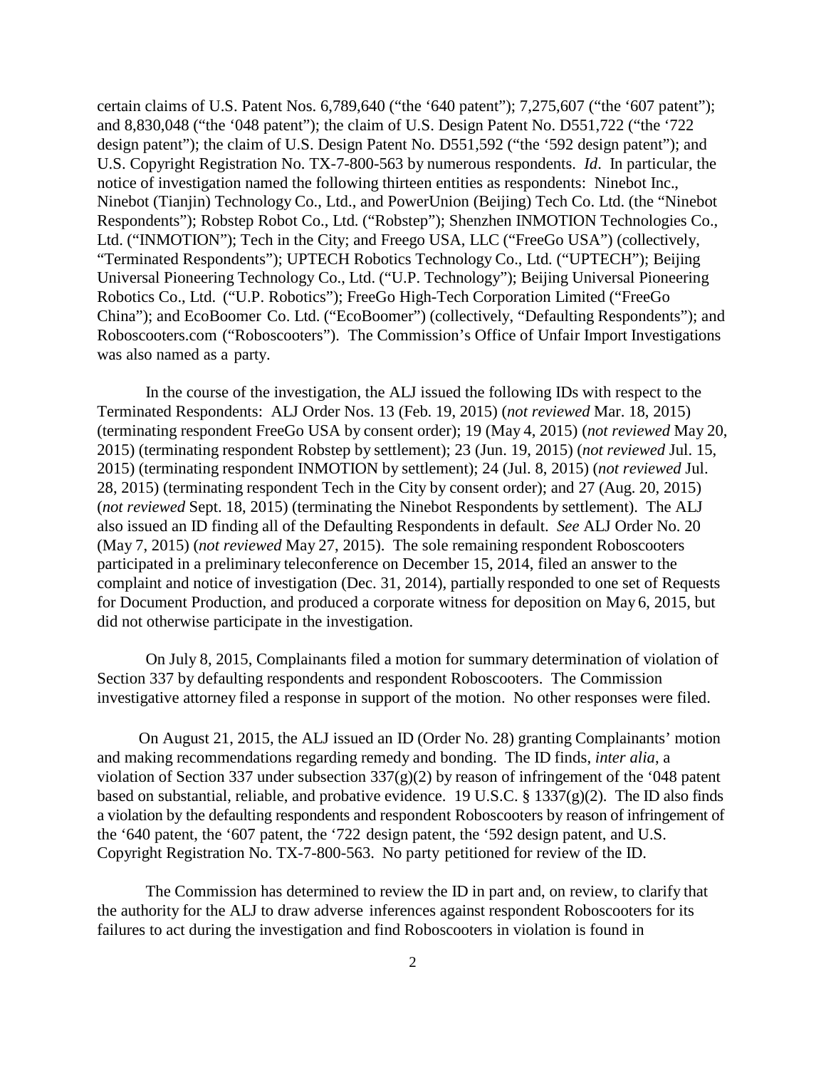certain claims of U.S. Patent Nos. 6,789,640 ("the '640 patent"); 7,275,607 ("the '607 patent"); and 8,830,048 ("the '048 patent"); the claim of U.S. Design Patent No. D551,722 ("the '722 design patent"); the claim of U.S. Design Patent No. D551,592 ("the '592 design patent"); and U.S. Copyright Registration No. TX-7-800-563 by numerous respondents. *Id*. In particular, the notice of investigation named the following thirteen entities as respondents: Ninebot Inc., Ninebot (Tianjin) Technology Co., Ltd., and PowerUnion (Beijing) Tech Co. Ltd. (the "Ninebot Respondents"); Robstep Robot Co., Ltd. ("Robstep"); Shenzhen INMOTION Technologies Co., Ltd. ("INMOTION"); Tech in the City; and Freego USA, LLC ("FreeGo USA") (collectively, "Terminated Respondents"); UPTECH Robotics Technology Co., Ltd. ("UPTECH"); Beijing Universal Pioneering Technology Co., Ltd. ("U.P. Technology"); Beijing Universal Pioneering Robotics Co., Ltd. ("U.P. Robotics"); FreeGo High-Tech Corporation Limited ("FreeGo China"); and EcoBoomer Co. Ltd. ("EcoBoomer") (collectively, "Defaulting Respondents"); and Roboscooters.com ("Roboscooters"). The Commission's Office of Unfair Import Investigations was also named as a party.

In the course of the investigation, the ALJ issued the following IDs with respect to the Terminated Respondents: ALJ Order Nos. 13 (Feb. 19, 2015) (*not reviewed* Mar. 18, 2015) (terminating respondent FreeGo USA by consent order); 19 (May 4, 2015) (*not reviewed* May 20, 2015) (terminating respondent Robstep by settlement); 23 (Jun. 19, 2015) (*not reviewed* Jul. 15, 2015) (terminating respondent INMOTION by settlement); 24 (Jul. 8, 2015) (*not reviewed* Jul. 28, 2015) (terminating respondent Tech in the City by consent order); and 27 (Aug. 20, 2015) (*not reviewed* Sept. 18, 2015) (terminating the Ninebot Respondents by settlement). The ALJ also issued an ID finding all of the Defaulting Respondents in default. *See* ALJ Order No. 20 (May 7, 2015) (*not reviewed* May 27, 2015). The sole remaining respondent Roboscooters participated in a preliminary teleconference on December 15, 2014, filed an answer to the complaint and notice of investigation (Dec. 31, 2014), partially responded to one set of Requests for Document Production, and produced a corporate witness for deposition on May 6, 2015, but did not otherwise participate in the investigation.

On July 8, 2015, Complainants filed a motion for summary determination of violation of Section 337 by defaulting respondents and respondent Roboscooters. The Commission investigative attorney filed a response in support of the motion. No other responses were filed.

On August 21, 2015, the ALJ issued an ID (Order No. 28) granting Complainants' motion and making recommendations regarding remedy and bonding. The ID finds, *inter alia*, a violation of Section 337 under subsection 337(g)(2) by reason of infringement of the '048 patent based on substantial, reliable, and probative evidence. 19 U.S.C. § 1337(g)(2). The ID also finds a violation by the defaulting respondents and respondent Roboscooters by reason of infringement of the '640 patent, the '607 patent, the '722 design patent, the '592 design patent, and U.S. Copyright Registration No. TX-7-800-563. No party petitioned for review of the ID.

The Commission has determined to review the ID in part and, on review, to clarify that the authority for the ALJ to draw adverse inferences against respondent Roboscooters for its failures to act during the investigation and find Roboscooters in violation is found in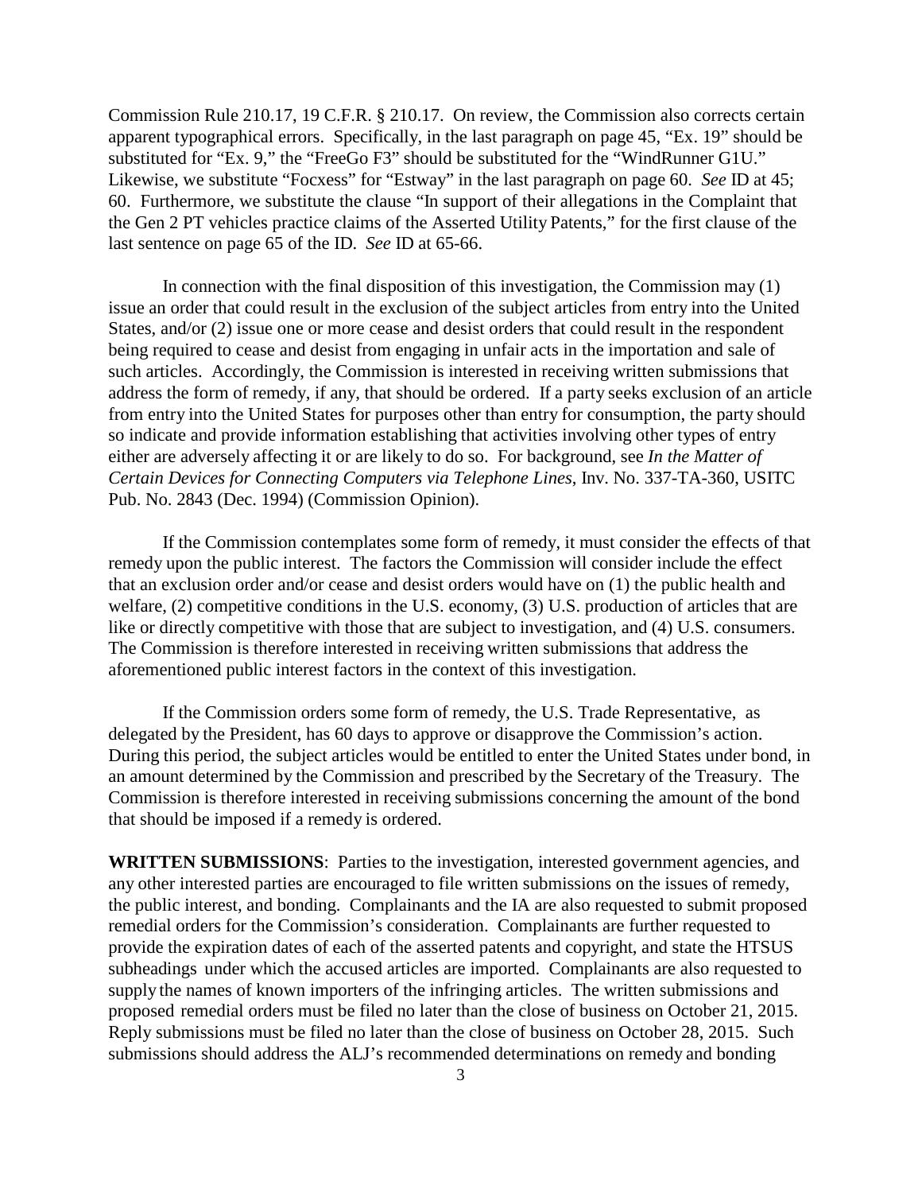Commission Rule 210.17, 19 C.F.R. § 210.17. On review, the Commission also corrects certain apparent typographical errors. Specifically, in the last paragraph on page 45, "Ex. 19" should be substituted for "Ex. 9," the "FreeGo F3" should be substituted for the "WindRunner G1U." Likewise, we substitute "Focxess" for "Estway" in the last paragraph on page 60. *See* ID at 45; 60. Furthermore, we substitute the clause "In support of their allegations in the Complaint that the Gen 2 PT vehicles practice claims of the Asserted Utility Patents," for the first clause of the last sentence on page 65 of the ID. *See* ID at 65-66.

In connection with the final disposition of this investigation, the Commission may (1) issue an order that could result in the exclusion of the subject articles from entry into the United States, and/or (2) issue one or more cease and desist orders that could result in the respondent being required to cease and desist from engaging in unfair acts in the importation and sale of such articles. Accordingly, the Commission is interested in receiving written submissions that address the form of remedy, if any, that should be ordered. If a party seeks exclusion of an article from entry into the United States for purposes other than entry for consumption, the party should so indicate and provide information establishing that activities involving other types of entry either are adversely affecting it or are likely to do so. For background, see *In the Matter of Certain Devices for Connecting Computers via Telephone Lines*, Inv. No. 337-TA-360, USITC Pub. No. 2843 (Dec. 1994) (Commission Opinion).

If the Commission contemplates some form of remedy, it must consider the effects of that remedy upon the public interest. The factors the Commission will consider include the effect that an exclusion order and/or cease and desist orders would have on (1) the public health and welfare, (2) competitive conditions in the U.S. economy, (3) U.S. production of articles that are like or directly competitive with those that are subject to investigation, and (4) U.S. consumers. The Commission is therefore interested in receiving written submissions that address the aforementioned public interest factors in the context of this investigation.

If the Commission orders some form of remedy, the U.S. Trade Representative, as delegated by the President, has 60 days to approve or disapprove the Commission's action. During this period, the subject articles would be entitled to enter the United States under bond, in an amount determined by the Commission and prescribed by the Secretary of the Treasury. The Commission is therefore interested in receiving submissions concerning the amount of the bond that should be imposed if a remedy is ordered.

**WRITTEN SUBMISSIONS**: Parties to the investigation, interested government agencies, and any other interested parties are encouraged to file written submissions on the issues of remedy, the public interest, and bonding. Complainants and the IA are also requested to submit proposed remedial orders for the Commission's consideration. Complainants are further requested to provide the expiration dates of each of the asserted patents and copyright, and state the HTSUS subheadings under which the accused articles are imported. Complainants are also requested to supply the names of known importers of the infringing articles. The written submissions and proposed remedial orders must be filed no later than the close of business on October 21, 2015. Reply submissions must be filed no later than the close of business on October 28, 2015. Such submissions should address the ALJ's recommended determinations on remedy and bonding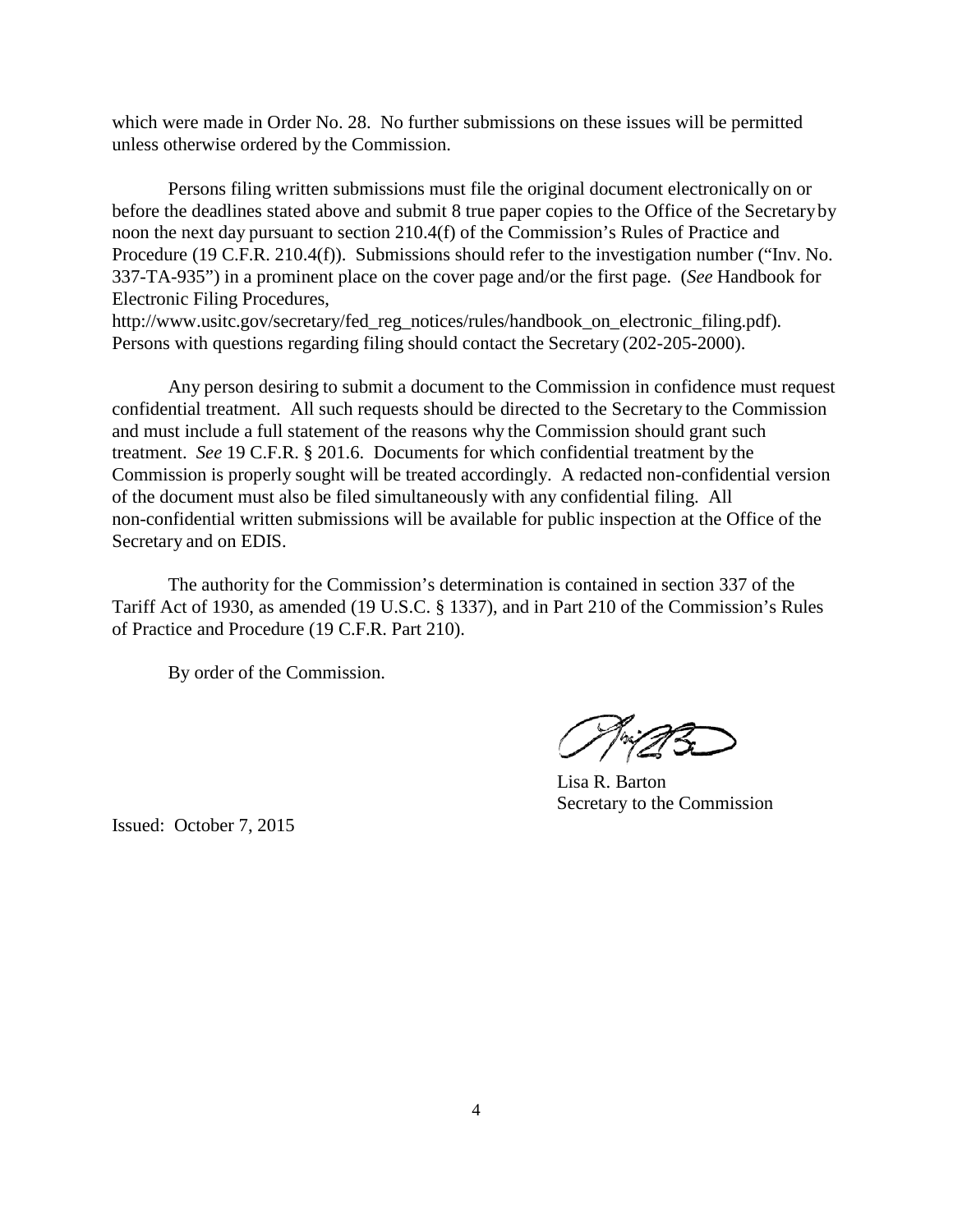which were made in Order No. 28. No further submissions on these issues will be permitted unless otherwise ordered by the Commission.

Persons filing written submissions must file the original document electronically on or before the deadlines stated above and submit 8 true paper copies to the Office of the Secretary by noon the next day pursuant to section 210.4(f) of the Commission's Rules of Practice and Procedure (19 C.F.R. 210.4(f)). Submissions should refer to the investigation number ("Inv. No. 337-TA-935") in a prominent place on the cover page and/or the first page. (*See* Handbook for Electronic Filing Procedures, http://www.usitc.gov/secretary/fed_reg_notices/rules/handbook_on_electronic_filing.pdf). Persons with questions regarding filing should contact the Secretary (202-205-2000).

Any person desiring to submit a document to the Commission in confidence must request confidential treatment. All such requests should be directed to the Secretary to the Commission and must include a full statement of the reasons why the Commission should grant such treatment. *See* 19 C.F.R. § 201.6. Documents for which confidential treatment by the Commission is properly sought will be treated accordingly. A redacted non-confidential version of the document must also be filed simultaneously with any confidential filing. All non-confidential written submissions will be available for public inspection at the Office of the Secretary and on EDIS.

The authority for the Commission's determination is contained in section 337 of the Tariff Act of 1930, as amended (19 U.S.C. § 1337), and in Part 210 of the Commission's Rules of Practice and Procedure (19 C.F.R. Part 210).

By order of the Commission.

Lisa R. Barton
Secretary to the Commission

Issued: October 7, 2015